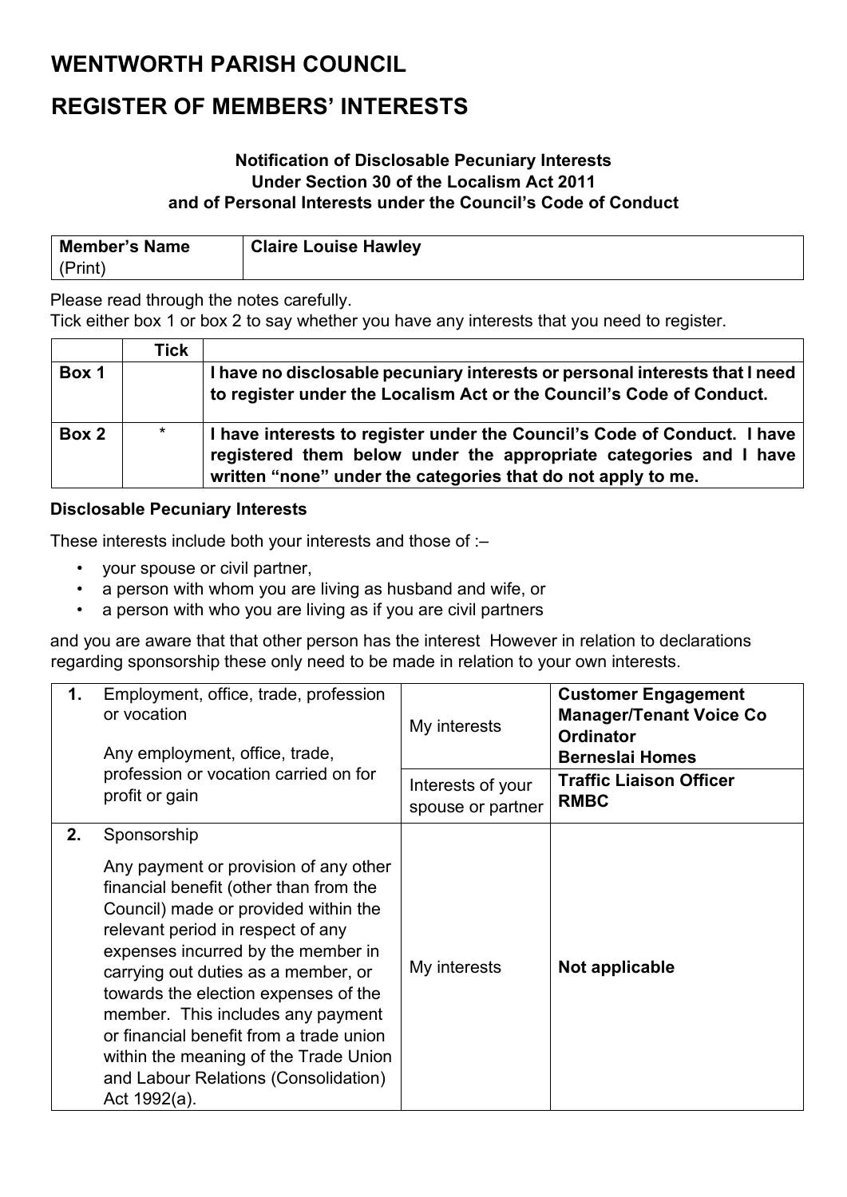# WENTWORTH PARISH COUNCIL

# REGISTER OF MEMBERS' INTERESTS

**Notification of Disclosable Pecuniary Interests**
**Under Section 30 of the Localism Act 2011**
**and of Personal Interests under the Council's Code of Conduct**

| **Member's Name** (Print) | **Claire Louise Hawley** |
|---|---|

Please read through the notes carefully.
Tick either box 1 or box 2 to say whether you have any interests that you need to register.

| | **Tick** | |
|---|---|---|
| **Box 1** | | **I have no disclosable pecuniary interests or personal interests that I need to register under the Localism Act or the Council's Code of Conduct.** |
| **Box 2** | * | **I have interests to register under the Council's Code of Conduct. I have registered them below under the appropriate categories and I have written "none" under the categories that do not apply to me.** |

**Disclosable Pecuniary Interests**

These interests include both your interests and those of :–

- your spouse or civil partner,
- a person with whom you are living as husband and wife, or
- a person with who you are living as if you are civil partners

and you are aware that that other person has the interest However in relation to declarations regarding sponsorship these only need to be made in relation to your own interests.

| | | | |
|---|---|---|---|
| **1.** | Employment, office, trade, profession or vocation<br><br>Any employment, office, trade, profession or vocation carried on for profit or gain | My interests | **Customer Engagement Manager/Tenant Voice Co Ordinator**<br>**Berneslai Homes** |
| | | Interests of your spouse or partner | **Traffic Liaison Officer**<br>**RMBC** |
| **2.** | Sponsorship<br><br>Any payment or provision of any other financial benefit (other than from the Council) made or provided within the relevant period in respect of any expenses incurred by the member in carrying out duties as a member, or towards the election expenses of the member. This includes any payment or financial benefit from a trade union within the meaning of the Trade Union and Labour Relations (Consolidation) Act 1992(a). | My interests | **Not applicable** |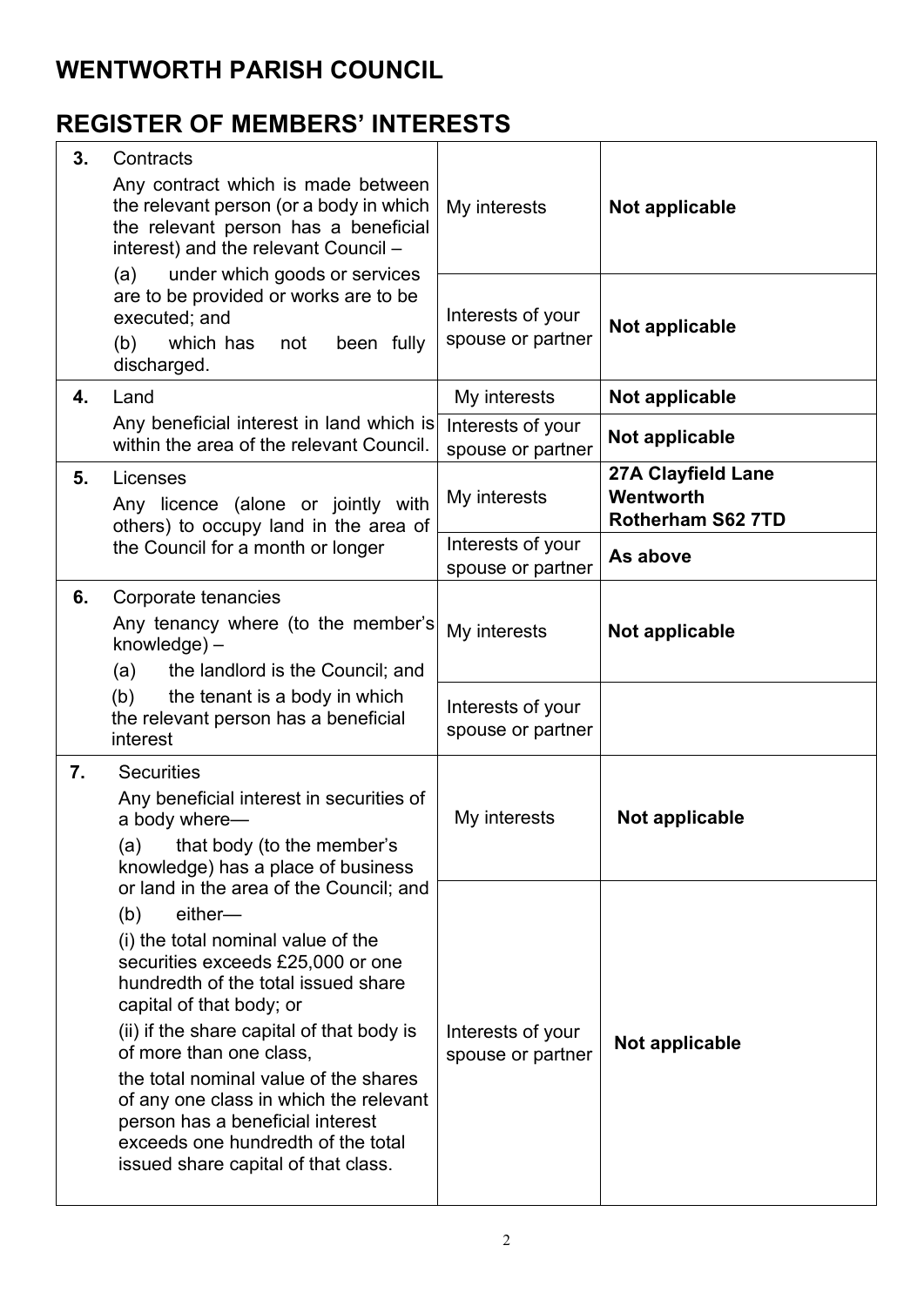# WENTWORTH PARISH COUNCIL

## REGISTER OF MEMBERS' INTERESTS

| | | | |
|---|---|---|---|
| **3.** | Contracts<br>Any contract which is made between the relevant person (or a body in which the relevant person has a beneficial interest) and the relevant Council –<br>(a) under which goods or services are to be provided or works are to be executed; and<br>(b) which has not been fully discharged. | My interests | **Not applicable** |
| | | Interests of your spouse or partner | **Not applicable** |
| **4.** | Land<br>Any beneficial interest in land which is within the area of the relevant Council. | My interests | **Not applicable** |
| | | Interests of your spouse or partner | **Not applicable** |
| **5.** | Licenses<br>Any licence (alone or jointly with others) to occupy land in the area of the Council for a month or longer | My interests | **27A Clayfield Lane<br>Wentworth<br>Rotherham S62 7TD** |
| | | Interests of your spouse or partner | **As above** |
| **6.** | Corporate tenancies<br>Any tenancy where (to the member's knowledge) –<br>(a) the landlord is the Council; and<br>(b) the tenant is a body in which the relevant person has a beneficial interest | My interests | **Not applicable** |
| | | Interests of your spouse or partner | |
| **7.** | Securities<br>Any beneficial interest in securities of a body where—<br>(a) that body (to the member's knowledge) has a place of business or land in the area of the Council; and<br>(b) either—<br>(i) the total nominal value of the securities exceeds £25,000 or one hundredth of the total issued share capital of that body; or<br>(ii) if the share capital of that body is of more than one class,<br>the total nominal value of the shares of any one class in which the relevant person has a beneficial interest exceeds one hundredth of the total issued share capital of that class. | My interests | **Not applicable** |
| | | Interests of your spouse or partner | **Not applicable** |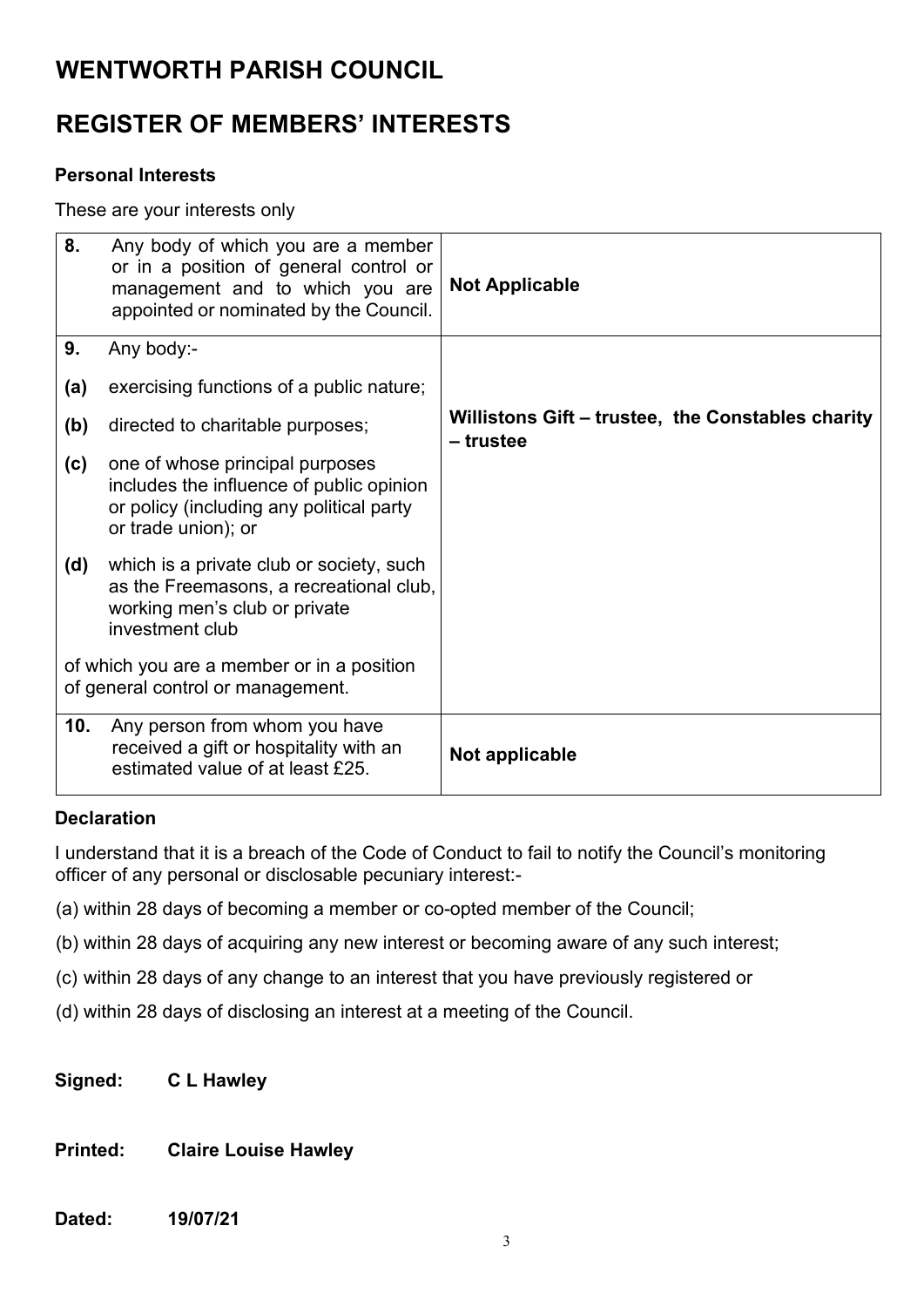# WENTWORTH PARISH COUNCIL

# REGISTER OF MEMBERS' INTERESTS

### Personal Interests

These are your interests only

| | | |
|---|---|---|
| **8.** | Any body of which you are a member or in a position of general control or management and to which you are appointed or nominated by the Council. | **Not Applicable** |
| **9.** | Any body:-<br>**(a)** exercising functions of a public nature;<br>**(b)** directed to charitable purposes;<br>**(c)** one of whose principal purposes includes the influence of public opinion or policy (including any political party or trade union); or<br>**(d)** which is a private club or society, such as the Freemasons, a recreational club, working men's club or private investment club<br>of which you are a member or in a position of general control or management. | **Willistons Gift – trustee, the Constables charity – trustee** |
| **10.** | Any person from whom you have received a gift or hospitality with an estimated value of at least £25. | **Not applicable** |

### Declaration

I understand that it is a breach of the Code of Conduct to fail to notify the Council's monitoring officer of any personal or disclosable pecuniary interest:-

(a) within 28 days of becoming a member or co-opted member of the Council;

(b) within 28 days of acquiring any new interest or becoming aware of any such interest;

(c) within 28 days of any change to an interest that you have previously registered or

(d) within 28 days of disclosing an interest at a meeting of the Council.

**Signed:** **C L Hawley**

**Printed:** **Claire Louise Hawley**

**Dated:** **19/07/21**